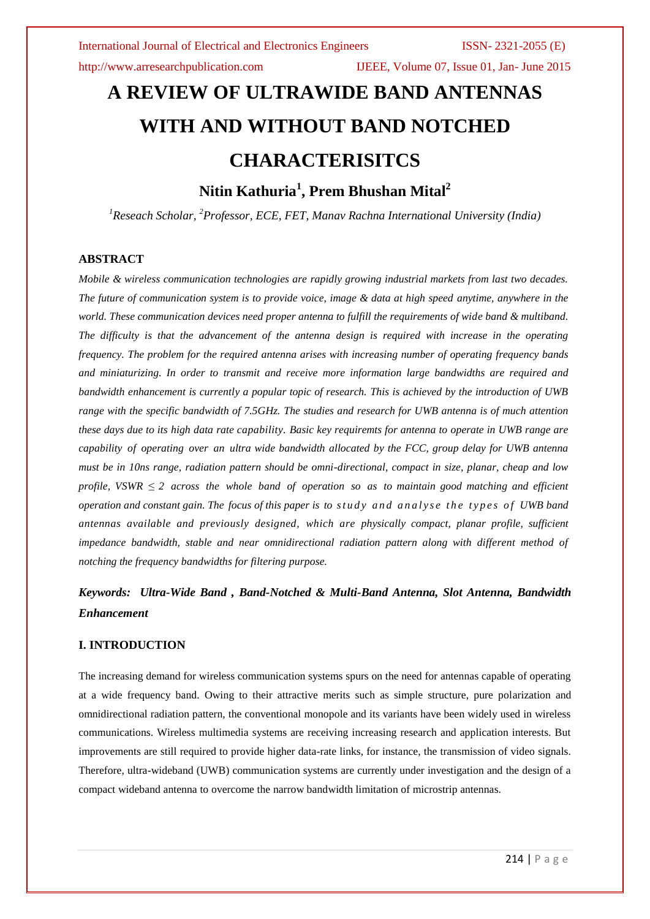# A REVIEW OF ULTRAWIDE BAND ANTENNAS WITH AND WITHOUT BAND NOTCHED CHARACTERISITCS

**Nitin Kathuria[1], Prem Bhushan Mital[2]**

*[1]Reseach Scholar, [2]Professor, ECE, FET, Manav Rachna International University (India)*

### ABSTRACT

*Mobile & wireless communication technologies are rapidly growing industrial markets from last two decades. The future of communication system is to provide voice, image & data at high speed anytime, anywhere in the world. These communication devices need proper antenna to fulfill the requirements of wide band & multiband. The difficulty is that the advancement of the antenna design is required with increase in the operating frequency. The problem for the required antenna arises with increasing number of operating frequency bands and miniaturizing. In order to transmit and receive more information large bandwidths are required and bandwidth enhancement is currently a popular topic of research. This is achieved by the introduction of UWB range with the specific bandwidth of 7.5GHz. The studies and research for UWB antenna is of much attention these days due to its high data rate capability. Basic key requiremts for antenna to operate in UWB range are capability of operating over an ultra wide bandwidth allocated by the FCC, group delay for UWB antenna must be in 10ns range, radiation pattern should be omni-directional, compact in size, planar, cheap and low profile, VSWR $\leq 2$ across the whole band of operation so as to maintain good matching and efficient operation and constant gain. The focus of this paper is to study and analyse the types of UWB band antennas available and previously designed, which are physically compact, planar profile, sufficient impedance bandwidth, stable and near omnidirectional radiation pattern along with different method of notching the frequency bandwidths for filtering purpose.*

***Keywords: Ultra-Wide Band , Band-Notched & Multi-Band Antenna, Slot Antenna, Bandwidth Enhancement***

### I. INTRODUCTION

The increasing demand for wireless communication systems spurs on the need for antennas capable of operating at a wide frequency band. Owing to their attractive merits such as simple structure, pure polarization and omnidirectional radiation pattern, the conventional monopole and its variants have been widely used in wireless communications. Wireless multimedia systems are receiving increasing research and application interests. But improvements are still required to provide higher data-rate links, for instance, the transmission of video signals. Therefore, ultra-wideband (UWB) communication systems are currently under investigation and the design of a compact wideband antenna to overcome the narrow bandwidth limitation of microstrip antennas.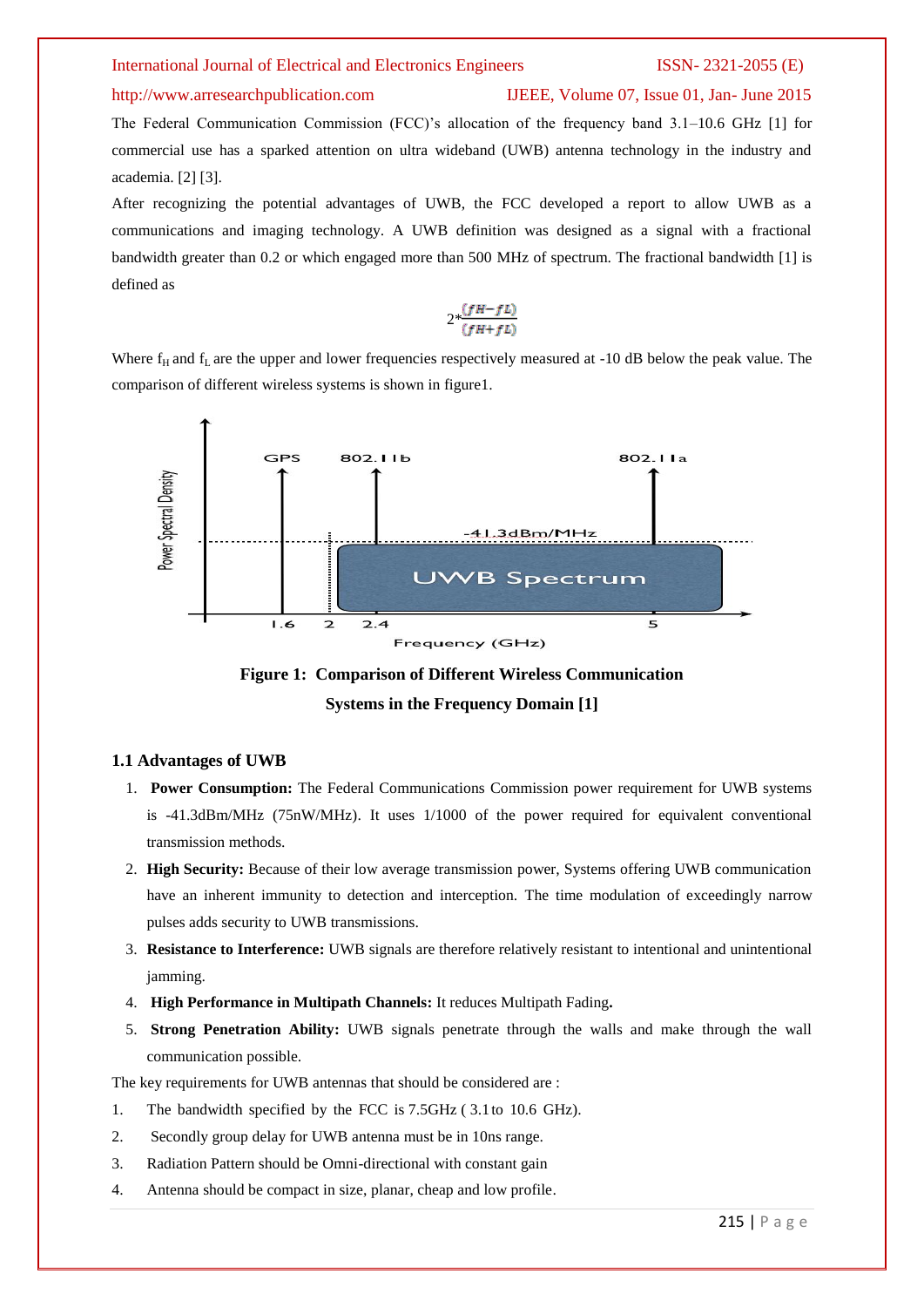The Federal Communication Commission (FCC)'s allocation of the frequency band 3.1–10.6 GHz [1] for commercial use has a sparked attention on ultra wideband (UWB) antenna technology in the industry and academia. [2] [3].

After recognizing the potential advantages of UWB, the FCC developed a report to allow UWB as a communications and imaging technology. A UWB definition was designed as a signal with a fractional bandwidth greater than 0.2 or which engaged more than 500 MHz of spectrum. The fractional bandwidth [1] is defined as

$$2*\frac{(fH-fL)}{(fH+fL)}$$

Where $f_H$ and $f_L$ are the upper and lower frequencies respectively measured at -10 dB below the peak value. The comparison of different wireless systems is shown in figure1.

**Figure 1: Comparison of Different Wireless Communication Systems in the Frequency Domain [1]**

### 1.1 Advantages of UWB

1. **Power Consumption:** The Federal Communications Commission power requirement for UWB systems is -41.3dBm/MHz (75nW/MHz). It uses 1/1000 of the power required for equivalent conventional transmission methods.
2. **High Security:** Because of their low average transmission power, Systems offering UWB communication have an inherent immunity to detection and interception. The time modulation of exceedingly narrow pulses adds security to UWB transmissions.
3. **Resistance to Interference:** UWB signals are therefore relatively resistant to intentional and unintentional jamming.
4. **High Performance in Multipath Channels:** It reduces Multipath Fading**.**
5. **Strong Penetration Ability:** UWB signals penetrate through the walls and make through the wall communication possible.

The key requirements for UWB antennas that should be considered are :

1. The bandwidth specified by the FCC is 7.5GHz ( 3.1 to 10.6 GHz).
2. Secondly group delay for UWB antenna must be in 10ns range.
3. Radiation Pattern should be Omni-directional with constant gain
4. Antenna should be compact in size, planar, cheap and low profile.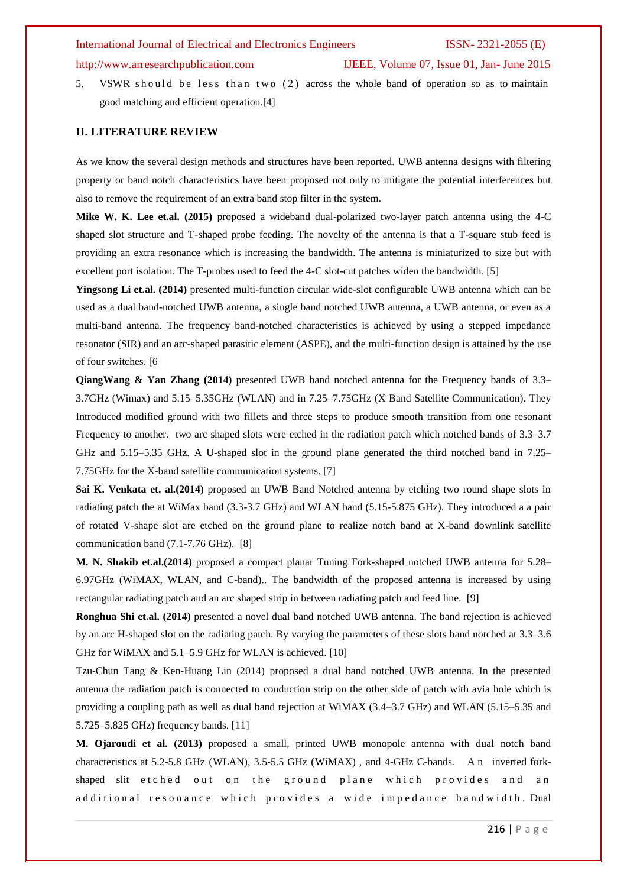5. VSWR should be less than two (2) across the whole band of operation so as to maintain good matching and efficient operation.[4]

## II. LITERATURE REVIEW

As we know the several design methods and structures have been reported. UWB antenna designs with filtering property or band notch characteristics have been proposed not only to mitigate the potential interferences but also to remove the requirement of an extra band stop filter in the system.

**Mike W. K. Lee et.al. (2015)** proposed a wideband dual-polarized two-layer patch antenna using the 4-C shaped slot structure and T-shaped probe feeding. The novelty of the antenna is that a T-square stub feed is providing an extra resonance which is increasing the bandwidth. The antenna is miniaturized to size but with excellent port isolation. The T-probes used to feed the 4-C slot-cut patches widen the bandwidth. [5]

**Yingsong Li et.al. (2014)** presented multi-function circular wide-slot configurable UWB antenna which can be used as a dual band-notched UWB antenna, a single band notched UWB antenna, a UWB antenna, or even as a multi-band antenna. The frequency band-notched characteristics is achieved by using a stepped impedance resonator (SIR) and an arc-shaped parasitic element (ASPE), and the multi-function design is attained by the use of four switches. [6

**QiangWang & Yan Zhang (2014)** presented UWB band notched antenna for the Frequency bands of 3.3–3.7GHz (Wimax) and 5.15–5.35GHz (WLAN) and in 7.25–7.75GHz (X Band Satellite Communication). They Introduced modified ground with two fillets and three steps to produce smooth transition from one resonant Frequency to another. two arc shaped slots were etched in the radiation patch which notched bands of 3.3–3.7 GHz and 5.15–5.35 GHz. A U-shaped slot in the ground plane generated the third notched band in 7.25–7.75GHz for the X-band satellite communication systems. [7]

**Sai K. Venkata et. al.(2014)** proposed an UWB Band Notched antenna by etching two round shape slots in radiating patch the at WiMax band (3.3-3.7 GHz) and WLAN band (5.15-5.875 GHz). They introduced a a pair of rotated V-shape slot are etched on the ground plane to realize notch band at X-band downlink satellite communication band (7.1-7.76 GHz). [8]

**M. N. Shakib et.al.(2014)** proposed a compact planar Tuning Fork-shaped notched UWB antenna for 5.28–6.97GHz (WiMAX, WLAN, and C-band).. The bandwidth of the proposed antenna is increased by using rectangular radiating patch and an arc shaped strip in between radiating patch and feed line. [9]

**Ronghua Shi et.al. (2014)** presented a novel dual band notched UWB antenna. The band rejection is achieved by an arc H-shaped slot on the radiating patch. By varying the parameters of these slots band notched at 3.3–3.6 GHz for WiMAX and 5.1–5.9 GHz for WLAN is achieved. [10]

Tzu-Chun Tang & Ken-Huang Lin (2014) proposed a dual band notched UWB antenna. In the presented antenna the radiation patch is connected to conduction strip on the other side of patch with avia hole which is providing a coupling path as well as dual band rejection at WiMAX (3.4–3.7 GHz) and WLAN (5.15–5.35 and 5.725–5.825 GHz) frequency bands. [11]

**M. Ojaroudi et al. (2013)** proposed a small, printed UWB monopole antenna with dual notch band characteristics at 5.2-5.8 GHz (WLAN), 3.5-5.5 GHz (WiMAX) , and 4-GHz C-bands. An inverted fork-shaped slit etched out on the ground plane which provides and an additional resonance which provides a wide impedance bandwidth. Dual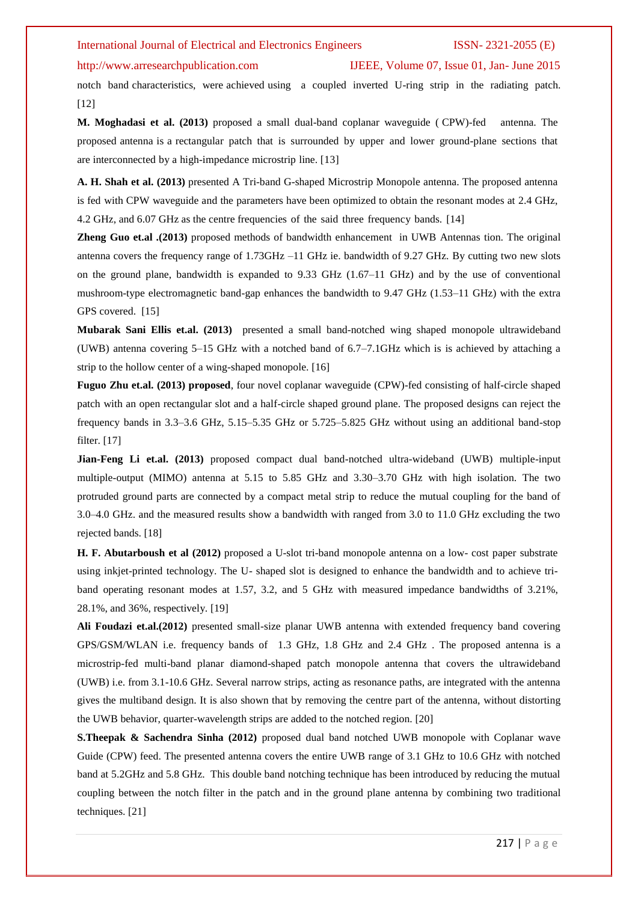notch band characteristics, were achieved using a coupled inverted U-ring strip in the radiating patch. [12]

**M. Moghadasi et al. (2013)** proposed a small dual-band coplanar waveguide ( CPW)-fed antenna. The proposed antenna is a rectangular patch that is surrounded by upper and lower ground-plane sections that are interconnected by a high-impedance microstrip line. [13]

**A. H. Shah et al. (2013)** presented A Tri-band G-shaped Microstrip Monopole antenna. The proposed antenna is fed with CPW waveguide and the parameters have been optimized to obtain the resonant modes at 2.4 GHz, 4.2 GHz, and 6.07 GHz as the centre frequencies of the said three frequency bands. [14]

**Zheng Guo et.al .(2013)** proposed methods of bandwidth enhancement in UWB Antennas tion. The original antenna covers the frequency range of 1.73GHz –11 GHz ie. bandwidth of 9.27 GHz. By cutting two new slots on the ground plane, bandwidth is expanded to 9.33 GHz (1.67–11 GHz) and by the use of conventional mushroom-type electromagnetic band-gap enhances the bandwidth to 9.47 GHz (1.53–11 GHz) with the extra GPS covered. [15]

**Mubarak Sani Ellis et.al. (2013)** presented a small band-notched wing shaped monopole ultrawideband (UWB) antenna covering 5–15 GHz with a notched band of 6.7–7.1GHz which is is achieved by attaching a strip to the hollow center of a wing-shaped monopole. [16]

**Fuguo Zhu et.al. (2013) proposed**, four novel coplanar waveguide (CPW)-fed consisting of half-circle shaped patch with an open rectangular slot and a half-circle shaped ground plane. The proposed designs can reject the frequency bands in 3.3–3.6 GHz, 5.15–5.35 GHz or 5.725–5.825 GHz without using an additional band-stop filter. [17]

**Jian-Feng Li et.al. (2013)** proposed compact dual band-notched ultra-wideband (UWB) multiple-input multiple-output (MIMO) antenna at 5.15 to 5.85 GHz and 3.30–3.70 GHz with high isolation. The two protruded ground parts are connected by a compact metal strip to reduce the mutual coupling for the band of 3.0–4.0 GHz. and the measured results show a bandwidth with ranged from 3.0 to 11.0 GHz excluding the two rejected bands. [18]

**H. F. Abutarboush et al (2012)** proposed a U-slot tri-band monopole antenna on a low- cost paper substrate using inkjet-printed technology. The U- shaped slot is designed to enhance the bandwidth and to achieve tri-band operating resonant modes at 1.57, 3.2, and 5 GHz with measured impedance bandwidths of 3.21%, 28.1%, and 36%, respectively. [19]

**Ali Foudazi et.al.(2012)** presented small-size planar UWB antenna with extended frequency band covering GPS/GSM/WLAN i.e. frequency bands of 1.3 GHz, 1.8 GHz and 2.4 GHz . The proposed antenna is a microstrip-fed multi-band planar diamond-shaped patch monopole antenna that covers the ultrawideband (UWB) i.e. from 3.1-10.6 GHz. Several narrow strips, acting as resonance paths, are integrated with the antenna gives the multiband design. It is also shown that by removing the centre part of the antenna, without distorting the UWB behavior, quarter-wavelength strips are added to the notched region. [20]

**S.Theepak & Sachendra Sinha (2012)** proposed dual band notched UWB monopole with Coplanar wave Guide (CPW) feed. The presented antenna covers the entire UWB range of 3.1 GHz to 10.6 GHz with notched band at 5.2GHz and 5.8 GHz. This double band notching technique has been introduced by reducing the mutual coupling between the notch filter in the patch and in the ground plane antenna by combining two traditional techniques. [21]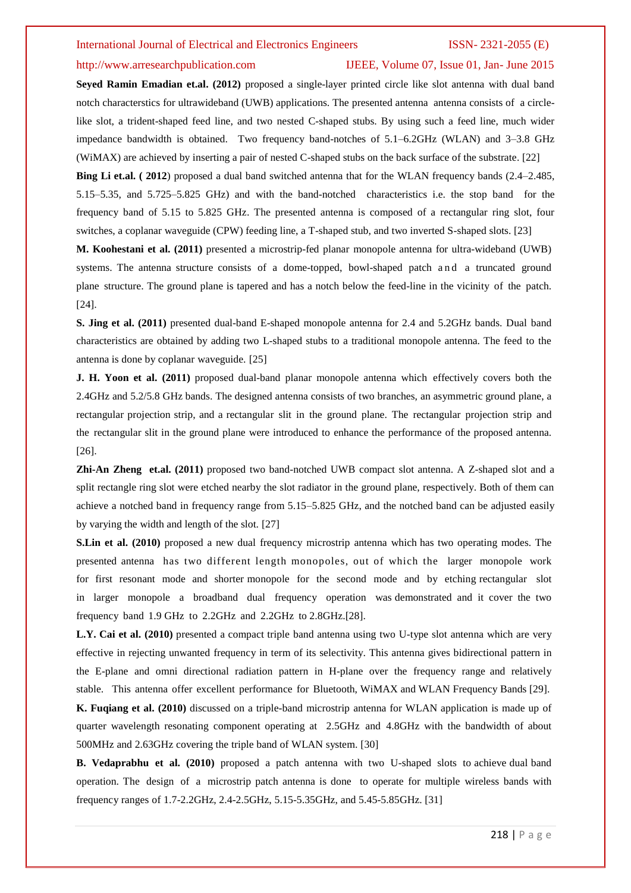**Seyed Ramin Emadian et.al. (2012)** proposed a single-layer printed circle like slot antenna with dual band notch characterstics for ultrawideband (UWB) applications. The presented antenna antenna consists of a circle-like slot, a trident-shaped feed line, and two nested C-shaped stubs. By using such a feed line, much wider impedance bandwidth is obtained. Two frequency band-notches of 5.1–6.2GHz (WLAN) and 3–3.8 GHz (WiMAX) are achieved by inserting a pair of nested C-shaped stubs on the back surface of the substrate. [22]

**Bing Li et.al. ( 2012**) proposed a dual band switched antenna that for the WLAN frequency bands (2.4–2.485, 5.15–5.35, and 5.725–5.825 GHz) and with the band-notched characteristics i.e. the stop band for the frequency band of 5.15 to 5.825 GHz. The presented antenna is composed of a rectangular ring slot, four switches, a coplanar waveguide (CPW) feeding line, a T-shaped stub, and two inverted S-shaped slots. [23]

**M. Koohestani et al. (2011)** presented a microstrip-fed planar monopole antenna for ultra-wideband (UWB) systems. The antenna structure consists of a dome-topped, bowl-shaped patch and a truncated ground plane structure. The ground plane is tapered and has a notch below the feed-line in the vicinity of the patch. [24].

**S. Jing et al. (2011)** presented dual-band E-shaped monopole antenna for 2.4 and 5.2GHz bands. Dual band characteristics are obtained by adding two L-shaped stubs to a traditional monopole antenna. The feed to the antenna is done by coplanar waveguide. [25]

**J. H. Yoon et al. (2011)** proposed dual-band planar monopole antenna which effectively covers both the 2.4GHz and 5.2/5.8 GHz bands. The designed antenna consists of two branches, an asymmetric ground plane, a rectangular projection strip, and a rectangular slit in the ground plane. The rectangular projection strip and the rectangular slit in the ground plane were introduced to enhance the performance of the proposed antenna. [26].

**Zhi-An Zheng et.al. (2011)** proposed two band-notched UWB compact slot antenna. A Z-shaped slot and a split rectangle ring slot were etched nearby the slot radiator in the ground plane, respectively. Both of them can achieve a notched band in frequency range from 5.15–5.825 GHz, and the notched band can be adjusted easily by varying the width and length of the slot. [27]

**S.Lin et al. (2010)** proposed a new dual frequency microstrip antenna which has two operating modes. The presented antenna has two different length monopoles, out of which the larger monopole work for first resonant mode and shorter monopole for the second mode and by etching rectangular slot in larger monopole a broadband dual frequency operation was demonstrated and it cover the two frequency band 1.9 GHz to 2.2GHz and 2.2GHz to 2.8GHz.[28].

**L.Y. Cai et al. (2010)** presented a compact triple band antenna using two U-type slot antenna which are very effective in rejecting unwanted frequency in term of its selectivity. This antenna gives bidirectional pattern in the E-plane and omni directional radiation pattern in H-plane over the frequency range and relatively stable. This antenna offer excellent performance for Bluetooth, WiMAX and WLAN Frequency Bands [29].

**K. Fuqiang et al. (2010)** discussed on a triple-band microstrip antenna for WLAN application is made up of quarter wavelength resonating component operating at 2.5GHz and 4.8GHz with the bandwidth of about 500MHz and 2.63GHz covering the triple band of WLAN system. [30]

**B. Vedaprabhu et al. (2010)** proposed a patch antenna with two U-shaped slots to achieve dual band operation. The design of a microstrip patch antenna is done to operate for multiple wireless bands with frequency ranges of 1.7-2.2GHz, 2.4-2.5GHz, 5.15-5.35GHz, and 5.45-5.85GHz. [31]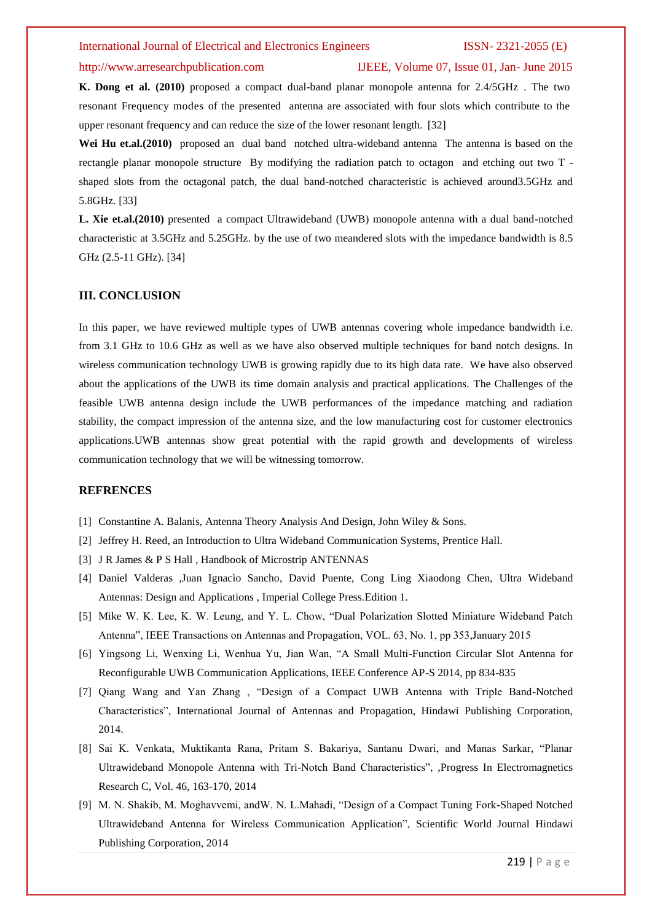**K. Dong et al. (2010)** proposed a compact dual-band planar monopole antenna for 2.4/5GHz . The two resonant Frequency modes of the presented antenna are associated with four slots which contribute to the upper resonant frequency and can reduce the size of the lower resonant length. [32]

**Wei Hu et.al.(2010)** proposed an dual band notched ultra-wideband antenna The antenna is based on the rectangle planar monopole structure By modifying the radiation patch to octagon and etching out two T - shaped slots from the octagonal patch, the dual band-notched characteristic is achieved around3.5GHz and 5.8GHz. [33]

**L. Xie et.al.(2010)** presented a compact Ultrawideband (UWB) monopole antenna with a dual band-notched characteristic at 3.5GHz and 5.25GHz. by the use of two meandered slots with the impedance bandwidth is 8.5 GHz (2.5-11 GHz). [34]

## III. CONCLUSION

In this paper, we have reviewed multiple types of UWB antennas covering whole impedance bandwidth i.e. from 3.1 GHz to 10.6 GHz as well as we have also observed multiple techniques for band notch designs. In wireless communication technology UWB is growing rapidly due to its high data rate. We have also observed about the applications of the UWB its time domain analysis and practical applications. The Challenges of the feasible UWB antenna design include the UWB performances of the impedance matching and radiation stability, the compact impression of the antenna size, and the low manufacturing cost for customer electronics applications.UWB antennas show great potential with the rapid growth and developments of wireless communication technology that we will be witnessing tomorrow.

## REFRENCES

[1] Constantine A. Balanis, Antenna Theory Analysis And Design, John Wiley & Sons.

[2] Jeffrey H. Reed, an Introduction to Ultra Wideband Communication Systems, Prentice Hall.

[3] J R James & P S Hall , Handbook of Microstrip ANTENNAS

[4] Daniel Valderas ,Juan Ignacìo Sancho, David Puente, Cong Ling Xiaodong Chen, Ultra Wideband Antennas: Design and Applications , Imperial College Press.Edition 1.

[5] Mike W. K. Lee, K. W. Leung, and Y. L. Chow, "Dual Polarization Slotted Miniature Wideband Patch Antenna", IEEE Transactions on Antennas and Propagation, VOL. 63, No. 1, pp 353,January 2015

[6] Yingsong Li, Wenxing Li, Wenhua Yu, Jian Wan, "A Small Multi-Function Circular Slot Antenna for Reconfigurable UWB Communication Applications, IEEE Conference AP-S 2014, pp 834-835

[7] Qiang Wang and Yan Zhang , "Design of a Compact UWB Antenna with Triple Band-Notched Characteristics", International Journal of Antennas and Propagation, Hindawi Publishing Corporation, 2014.

[8] Sai K. Venkata, Muktikanta Rana, Pritam S. Bakariya, Santanu Dwari, and Manas Sarkar, "Planar Ultrawideband Monopole Antenna with Tri-Notch Band Characteristics", ,Progress In Electromagnetics Research C, Vol. 46, 163-170, 2014

[9] M. N. Shakib, M. Moghavvemi, andW. N. L.Mahadi, "Design of a Compact Tuning Fork-Shaped Notched Ultrawideband Antenna for Wireless Communication Application", Scientific World Journal Hindawi Publishing Corporation, 2014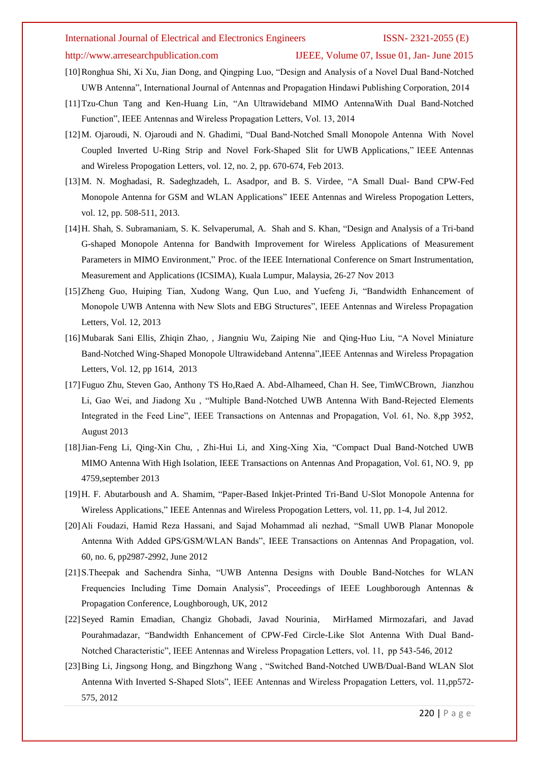[10] Ronghua Shi, Xi Xu, Jian Dong, and Qingping Luo, "Design and Analysis of a Novel Dual Band-Notched UWB Antenna", International Journal of Antennas and Propagation Hindawi Publishing Corporation, 2014

[11] Tzu-Chun Tang and Ken-Huang Lin, "An Ultrawideband MIMO AntennaWith Dual Band-Notched Function", IEEE Antennas and Wireless Propagation Letters, Vol. 13, 2014

[12] M. Ojaroudi, N. Ojaroudi and N. Ghadimi, "Dual Band-Notched Small Monopole Antenna With Novel Coupled Inverted U-Ring Strip and Novel Fork-Shaped Slit for UWB Applications," IEEE Antennas and Wireless Propogation Letters, vol. 12, no. 2, pp. 670-674, Feb 2013.

[13] M. N. Moghadasi, R. Sadeghzadeh, L. Asadpor, and B. S. Virdee, "A Small Dual- Band CPW-Fed Monopole Antenna for GSM and WLAN Applications" IEEE Antennas and Wireless Propogation Letters, vol. 12, pp. 508-511, 2013.

[14] H. Shah, S. Subramaniam, S. K. Selvaperumal, A. Shah and S. Khan, "Design and Analysis of a Tri-band G-shaped Monopole Antenna for Bandwith Improvement for Wireless Applications of Measurement Parameters in MIMO Environment," Proc. of the IEEE International Conference on Smart Instrumentation, Measurement and Applications (ICSIMA), Kuala Lumpur, Malaysia, 26-27 Nov 2013

[15] Zheng Guo, Huiping Tian, Xudong Wang, Qun Luo, and Yuefeng Ji, "Bandwidth Enhancement of Monopole UWB Antenna with New Slots and EBG Structures", IEEE Antennas and Wireless Propagation Letters, Vol. 12, 2013

[16] Mubarak Sani Ellis, Zhiqin Zhao, , Jiangniu Wu, Zaiping Nie and Qing-Huo Liu, "A Novel Miniature Band-Notched Wing-Shaped Monopole Ultrawideband Antenna",IEEE Antennas and Wireless Propagation Letters, Vol. 12, pp 1614, 2013

[17] Fuguo Zhu, Steven Gao, Anthony TS Ho,Raed A. Abd-Alhameed, Chan H. See, TimWCBrown, Jianzhou Li, Gao Wei, and Jiadong Xu , "Multiple Band-Notched UWB Antenna With Band-Rejected Elements Integrated in the Feed Line", IEEE Transactions on Antennas and Propagation, Vol. 61, No. 8,pp 3952, August 2013

[18] Jian-Feng Li, Qing-Xin Chu, , Zhi-Hui Li, and Xing-Xing Xia, "Compact Dual Band-Notched UWB MIMO Antenna With High Isolation, IEEE Transactions on Antennas And Propagation, Vol. 61, NO. 9, pp 4759,september 2013

[19] H. F. Abutarboush and A. Shamim, "Paper-Based Inkjet-Printed Tri-Band U-Slot Monopole Antenna for Wireless Applications," IEEE Antennas and Wireless Propogation Letters, vol. 11, pp. 1-4, Jul 2012.

[20] Ali Foudazi, Hamid Reza Hassani, and Sajad Mohammad ali nezhad, "Small UWB Planar Monopole Antenna With Added GPS/GSM/WLAN Bands", IEEE Transactions on Antennas And Propagation, vol. 60, no. 6, pp2987-2992, June 2012

[21] S.Theepak and Sachendra Sinha, "UWB Antenna Designs with Double Band-Notches for WLAN Frequencies Including Time Domain Analysis", Proceedings of IEEE Loughborough Antennas & Propagation Conference, Loughborough, UK, 2012

[22] Seyed Ramin Emadian, Changiz Ghobadi, Javad Nourinia, MirHamed Mirmozafari, and Javad Pourahmadazar, "Bandwidth Enhancement of CPW-Fed Circle-Like Slot Antenna With Dual Band-Notched Characteristic", IEEE Antennas and Wireless Propagation Letters, vol. 11, pp 543-546, 2012

[23] Bing Li, Jingsong Hong, and Bingzhong Wang , "Switched Band-Notched UWB/Dual-Band WLAN Slot Antenna With Inverted S-Shaped Slots", IEEE Antennas and Wireless Propagation Letters, vol. 11,pp572-575, 2012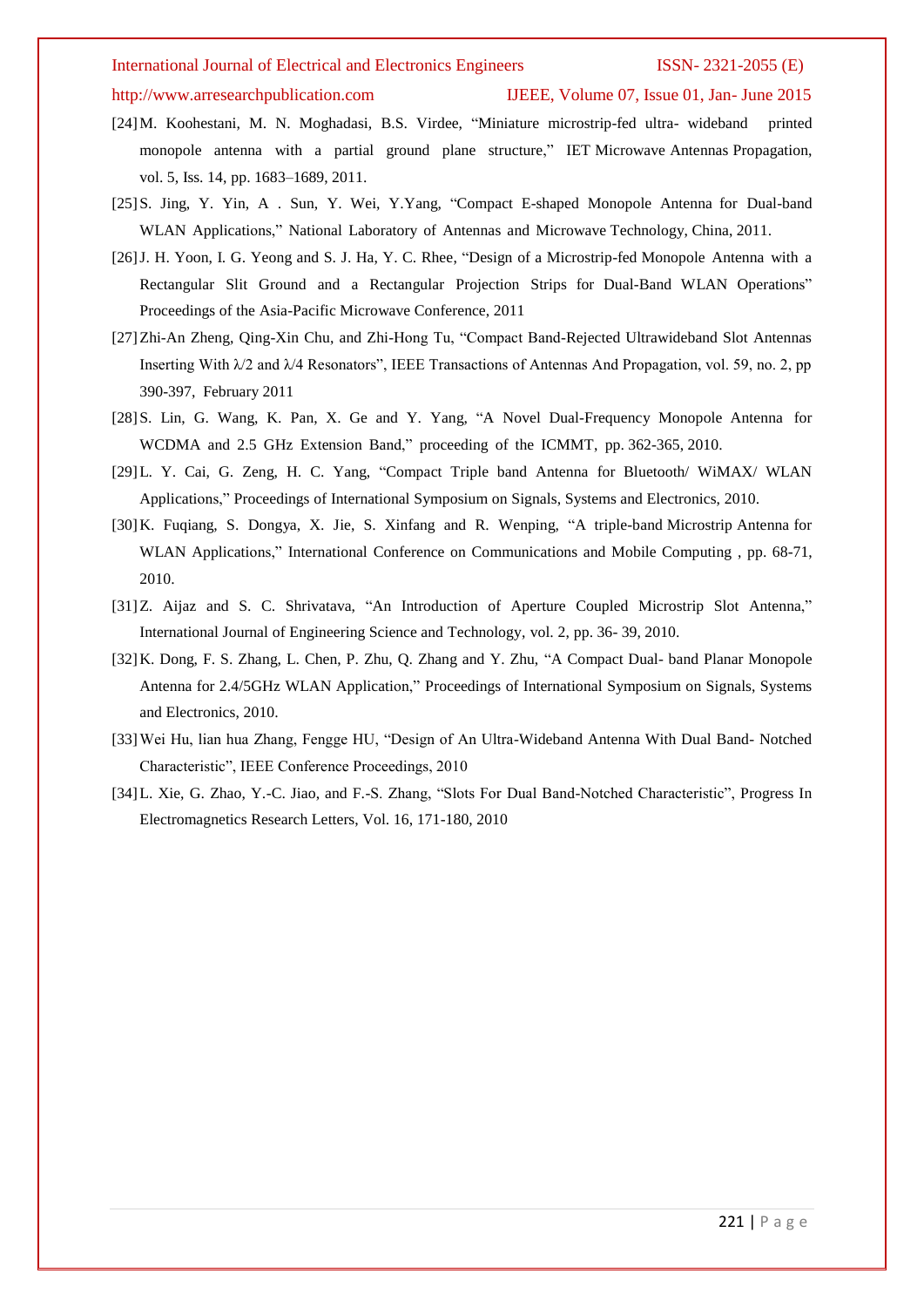[24] M. Koohestani, M. N. Moghadasi, B.S. Virdee, "Miniature microstrip-fed ultra- wideband printed monopole antenna with a partial ground plane structure," IET Microwave Antennas Propagation, vol. 5, Iss. 14, pp. 1683–1689, 2011.

[25] S. Jing, Y. Yin, A . Sun, Y. Wei, Y.Yang, "Compact E-shaped Monopole Antenna for Dual-band WLAN Applications," National Laboratory of Antennas and Microwave Technology, China, 2011.

[26] J. H. Yoon, I. G. Yeong and S. J. Ha, Y. C. Rhee, "Design of a Microstrip-fed Monopole Antenna with a Rectangular Slit Ground and a Rectangular Projection Strips for Dual-Band WLAN Operations" Proceedings of the Asia-Pacific Microwave Conference, 2011

[27] Zhi-An Zheng, Qing-Xin Chu, and Zhi-Hong Tu, "Compact Band-Rejected Ultrawideband Slot Antennas Inserting With λ/2 and λ/4 Resonators", IEEE Transactions of Antennas And Propagation, vol. 59, no. 2, pp 390-397, February 2011

[28] S. Lin, G. Wang, K. Pan, X. Ge and Y. Yang, "A Novel Dual-Frequency Monopole Antenna for WCDMA and 2.5 GHz Extension Band," proceeding of the ICMMT, pp. 362-365, 2010.

[29] L. Y. Cai, G. Zeng, H. C. Yang, "Compact Triple band Antenna for Bluetooth/ WiMAX/ WLAN Applications," Proceedings of International Symposium on Signals, Systems and Electronics, 2010.

[30] K. Fuqiang, S. Dongya, X. Jie, S. Xinfang and R. Wenping, "A triple-band Microstrip Antenna for WLAN Applications," International Conference on Communications and Mobile Computing , pp. 68-71, 2010.

[31] Z. Aijaz and S. C. Shrivatava, "An Introduction of Aperture Coupled Microstrip Slot Antenna," International Journal of Engineering Science and Technology, vol. 2, pp. 36- 39, 2010.

[32] K. Dong, F. S. Zhang, L. Chen, P. Zhu, Q. Zhang and Y. Zhu, "A Compact Dual- band Planar Monopole Antenna for 2.4/5GHz WLAN Application," Proceedings of International Symposium on Signals, Systems and Electronics, 2010.

[33] Wei Hu, lian hua Zhang, Fengge HU, "Design of An Ultra-Wideband Antenna With Dual Band- Notched Characteristic", IEEE Conference Proceedings, 2010

[34] L. Xie, G. Zhao, Y.-C. Jiao, and F.-S. Zhang, "Slots For Dual Band-Notched Characteristic", Progress In Electromagnetics Research Letters, Vol. 16, 171-180, 2010